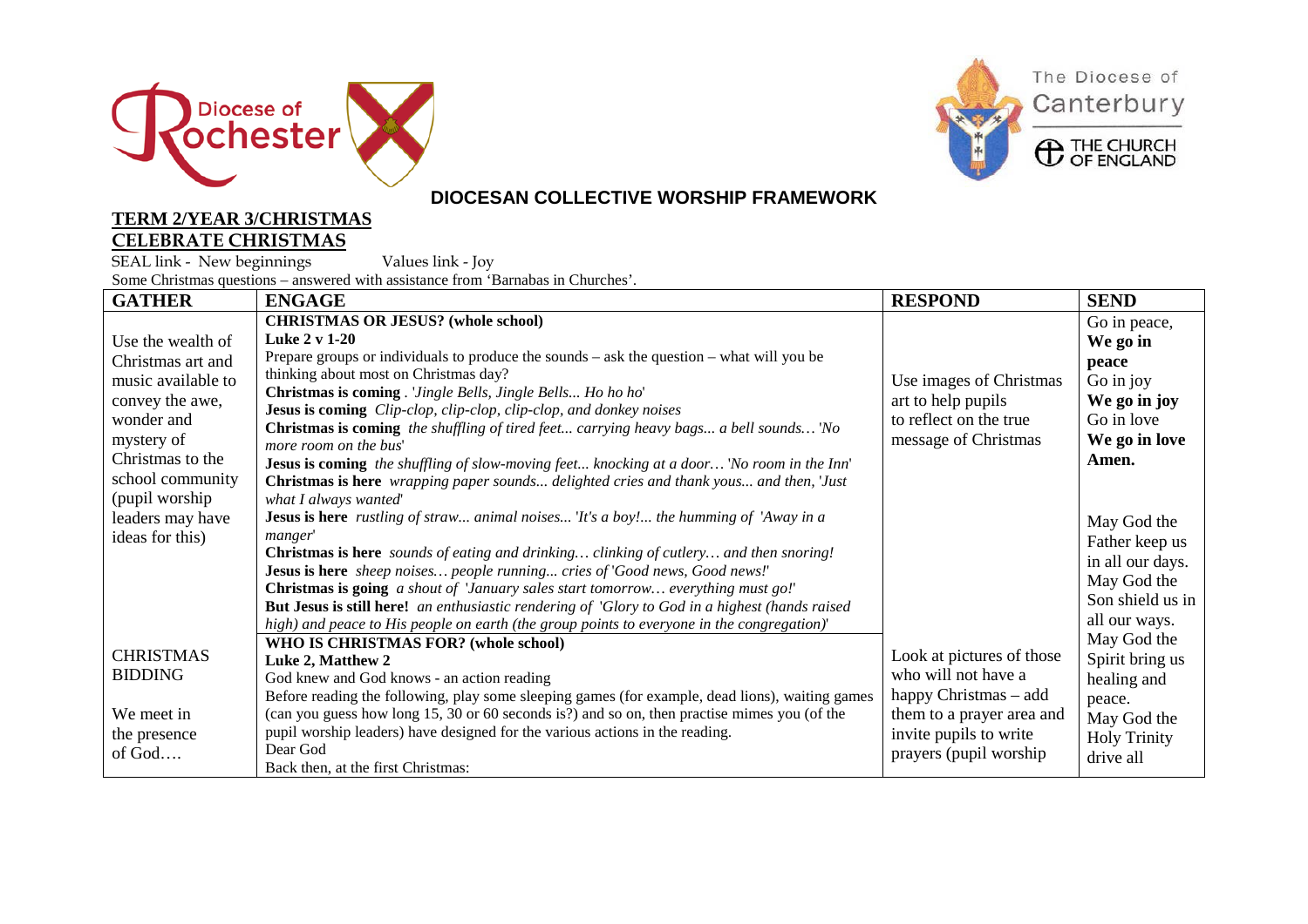Diocese of Rochester

The Diocese of Canterbury

THE CHURCH OF ENGLAND

## DIOCESAN COLLECTIVE WORSHIP FRAMEWORK

**TERM 2/YEAR 3/CHRISTMAS**
**CELEBRATE CHRISTMAS**

SEAL link - New beginnings Values link - Joy

Some Christmas questions – answered with assistance from 'Barnabas in Churches'.

| GATHER | ENGAGE | RESPOND | SEND |
|---|---|---|---|
| Use the wealth of Christmas art and music available to convey the awe, wonder and mystery of Christmas to the school community (pupil worship leaders may have ideas for this) | **CHRISTMAS OR JESUS? (whole school)**<br>**Luke 2 v 1-20**<br>Prepare groups or individuals to produce the sounds – ask the question – what will you be thinking about most on Christmas day?<br>**Christmas is coming** . *'Jingle Bells, Jingle Bells... Ho ho ho'*<br>**Jesus is coming** *Clip-clop, clip-clop, clip-clop, and donkey noises*<br>**Christmas is coming** *the shuffling of tired feet... carrying heavy bags... a bell sounds… 'No more room on the bus'*<br>**Jesus is coming** *the shuffling of slow-moving feet... knocking at a door… 'No room in the Inn'*<br>**Christmas is here** *wrapping paper sounds... delighted cries and thank yous... and then, 'Just what I always wanted'*<br>**Jesus is here** *rustling of straw... animal noises... 'It's a boy!... the humming of 'Away in a manger'*<br>**Christmas is here** *sounds of eating and drinking… clinking of cutlery… and then snoring!*<br>**Jesus is here** *sheep noises… people running... cries of 'Good news, Good news!'*<br>**Christmas is going** *a shout of 'January sales start tomorrow… everything must go!'*<br>**But Jesus is still here!** *an enthusiastic rendering of 'Glory to God in a highest (hands raised high) and peace to His people on earth (the group points to everyone in the congregation)'* | Use images of Christmas art to help pupils to reflect on the true message of Christmas | Go in peace,<br>**We go in peace**<br>Go in joy<br>**We go in joy**<br>Go in love<br>**We go in love**<br>**Amen.**<br><br>May God the Father keep us in all our days.<br>May God the Son shield us in all our ways.<br>May God the Spirit bring us healing and peace.<br>May God the Holy Trinity drive all |
| CHRISTMAS BIDDING<br><br>We meet in the presence of God…. | **WHO IS CHRISTMAS FOR? (whole school)**<br>**Luke 2, Matthew 2**<br>God knew and God knows - an action reading<br>Before reading the following, play some sleeping games (for example, dead lions), waiting games (can you guess how long 15, 30 or 60 seconds is?) and so on, then practise mimes you (of the pupil worship leaders) have designed for the various actions in the reading.<br>Dear God<br>Back then, at the first Christmas: | Look at pictures of those who will not have a happy Christmas – add them to a prayer area and invite pupils to write prayers (pupil worship | |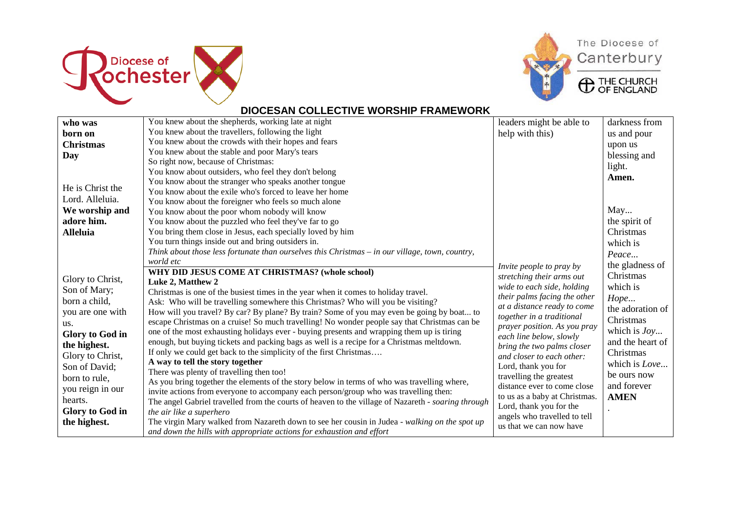## DIOCESAN COLLECTIVE WORSHIP FRAMEWORK

| | | | |
|---|---|---|---|
| **who was born on Christmas Day**<br><br>He is Christ the Lord. Alleluia.<br>**We worship and adore him. Alleluia** | You knew about the shepherds, working late at night<br>You knew about the travellers, following the light<br>You knew about the crowds with their hopes and fears<br>You knew about the stable and poor Mary's tears<br>So right now, because of Christmas:<br>You know about outsiders, who feel they don't belong<br>You know about the stranger who speaks another tongue<br>You know about the exile who's forced to leave her home<br>You know about the foreigner who feels so much alone<br>You know about the poor whom nobody will know<br>You know about the puzzled who feel they've far to go<br>You bring them close in Jesus, each specially loved by him<br>You turn things inside out and bring outsiders in.<br>*Think about those less fortunate than ourselves this Christmas – in our village, town, country, world etc* | leaders might be able to help with this) | darkness from us and pour upon us blessing and light.<br>**Amen.** |
| Glory to Christ, Son of Mary; born a child, you are one with us.<br>**Glory to God in the highest.**<br>Glory to Christ, Son of David; born to rule, you reign in our hearts.<br>**Glory to God in the highest.** | **WHY DID JESUS COME AT CHRISTMAS? (whole school)**<br>**Luke 2, Matthew 2**<br>Christmas is one of the busiest times in the year when it comes to holiday travel.<br>Ask: Who will be travelling somewhere this Christmas? Who will you be visiting?<br>How will you travel? By car? By plane? By train? Some of you may even be going by boat... to escape Christmas on a cruise! So much travelling! No wonder people say that Christmas can be one of the most exhausting holidays ever - buying presents and wrapping them up is tiring enough, but buying tickets and packing bags as well is a recipe for a Christmas meltdown.<br>If only we could get back to the simplicity of the first Christmas….<br>**A way to tell the story together**<br>There was plenty of travelling then too!<br>As you bring together the elements of the story below in terms of who was travelling where, invite actions from everyone to accompany each person/group who was travelling then:<br>The angel Gabriel travelled from the courts of heaven to the village of Nazareth - *soaring through the air like a superhero*<br>The virgin Mary walked from Nazareth down to see her cousin in Judea - *walking on the spot up and down the hills with appropriate actions for exhaustion and effort* | *Invite people to pray by stretching their arms out wide to each side, holding their palms facing the other at a distance ready to come together in a traditional prayer position. As you pray each line below, slowly bring the two palms closer and closer to each other:*<br>Lord, thank you for travelling the greatest distance ever to come close to us as a baby at Christmas.<br>Lord, thank you for the angels who travelled to tell us that we can now have | May...<br>the spirit of Christmas which is *Peace...*<br>the gladness of Christmas which is *Hope...*<br>the adoration of Christmas which is *Joy...*<br>and the heart of Christmas which is *Love...*<br>be ours now and forever<br>**AMEN**<br>. |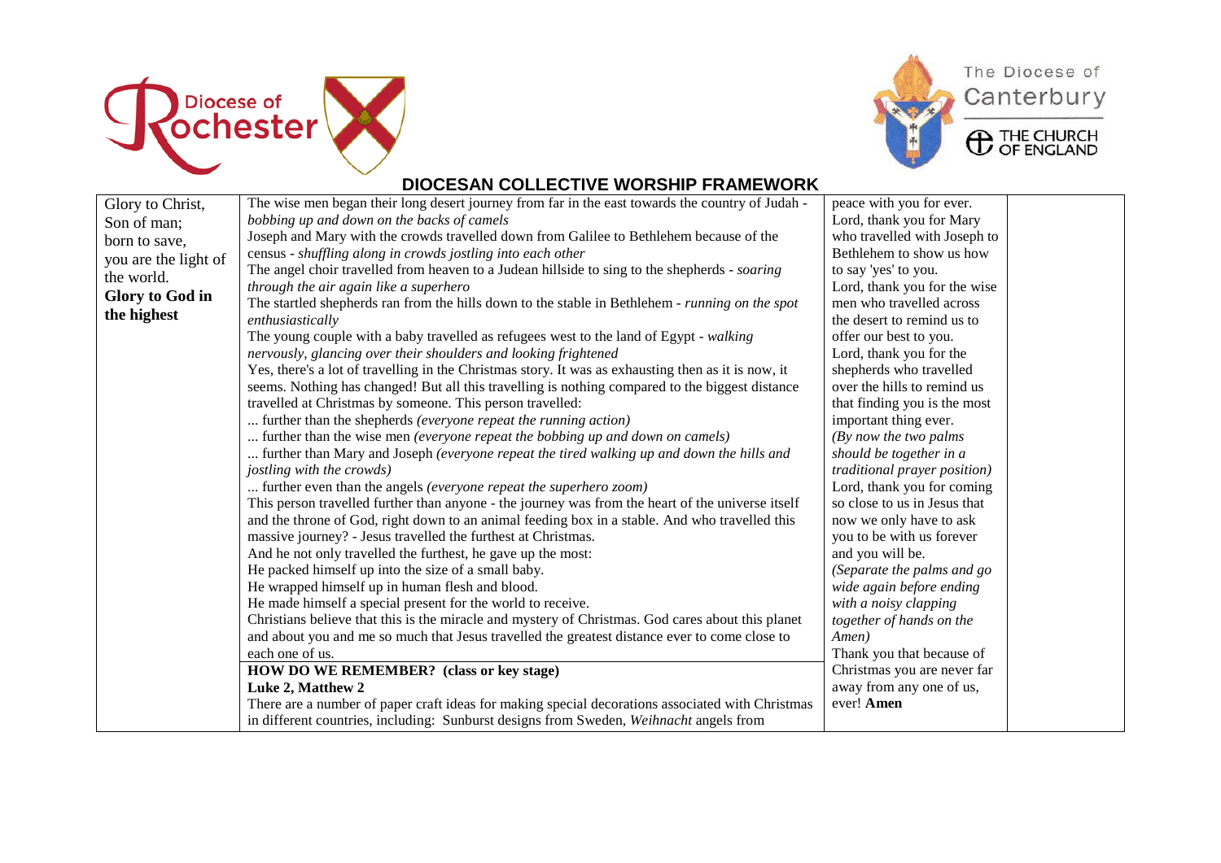## DIOCESAN COLLECTIVE WORSHIP FRAMEWORK

| | | | |
|---|---|---|---|
| Glory to Christ,<br>Son of man;<br>born to save,<br>you are the light of the world.<br>**Glory to God in the highest** | The wise men began their long desert journey from far in the east towards the country of Judah - *bobbing up and down on the backs of camels*<br>Joseph and Mary with the crowds travelled down from Galilee to Bethlehem because of the census - *shuffling along in crowds jostling into each other*<br>The angel choir travelled from heaven to a Judean hillside to sing to the shepherds - *soaring through the air again like a superhero*<br>The startled shepherds ran from the hills down to the stable in Bethlehem - *running on the spot enthusiastically*<br>The young couple with a baby travelled as refugees west to the land of Egypt - *walking nervously, glancing over their shoulders and looking frightened*<br>Yes, there's a lot of travelling in the Christmas story. It was as exhausting then as it is now, it seems. Nothing has changed! But all this travelling is nothing compared to the biggest distance travelled at Christmas by someone. This person travelled:<br>... further than the shepherds *(everyone repeat the running action)*<br>... further than the wise men *(everyone repeat the bobbing up and down on camels)*<br>... further than Mary and Joseph *(everyone repeat the tired walking up and down the hills and jostling with the crowds)*<br>... further even than the angels *(everyone repeat the superhero zoom)*<br>This person travelled further than anyone - the journey was from the heart of the universe itself and the throne of God, right down to an animal feeding box in a stable. And who travelled this massive journey? - Jesus travelled the furthest at Christmas.<br>And he not only travelled the furthest, he gave up the most:<br>He packed himself up into the size of a small baby.<br>He wrapped himself up in human flesh and blood.<br>He made himself a special present for the world to receive.<br>Christians believe that this is the miracle and mystery of Christmas. God cares about this planet and about you and me so much that Jesus travelled the greatest distance ever to come close to each one of us.<br>**HOW DO WE REMEMBER? (class or key stage)**<br>**Luke 2, Matthew 2**<br>There are a number of paper craft ideas for making special decorations associated with Christmas in different countries, including: Sunburst designs from Sweden, *Weihnacht* angels from | peace with you for ever.<br>Lord, thank you for Mary who travelled with Joseph to Bethlehem to show us how to say 'yes' to you.<br>Lord, thank you for the wise men who travelled across the desert to remind us to offer our best to you.<br>Lord, thank you for the shepherds who travelled over the hills to remind us that finding you is the most important thing ever.<br>*(By now the two palms should be together in a traditional prayer position)*<br>Lord, thank you for coming so close to us in Jesus that now we only have to ask you to be with us forever and you will be.<br>*(Separate the palms and go wide again before ending with a noisy clapping together of hands on the Amen)*<br>Thank you that because of Christmas you are never far away from any one of us, ever! **Amen** | |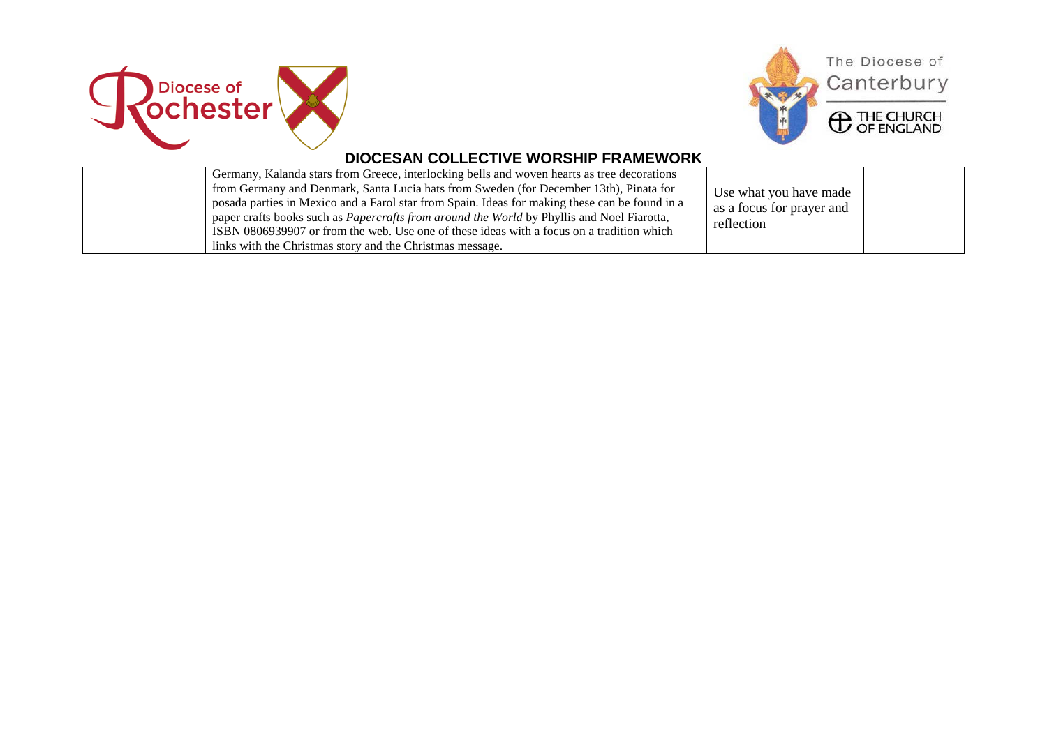**DIOCESAN COLLECTIVE WORSHIP FRAMEWORK**

| | | | |
|---|---|---|---|
| | Germany, Kalanda stars from Greece, interlocking bells and woven hearts as tree decorations from Germany and Denmark, Santa Lucia hats from Sweden (for December 13th), Pinata for posada parties in Mexico and a Farol star from Spain. Ideas for making these can be found in a paper crafts books such as *Papercrafts from around the World* by Phyllis and Noel Fiarotta, ISBN 0806939907 or from the web. Use one of these ideas with a focus on a tradition which links with the Christmas story and the Christmas message. | Use what you have made as a focus for prayer and reflection | |